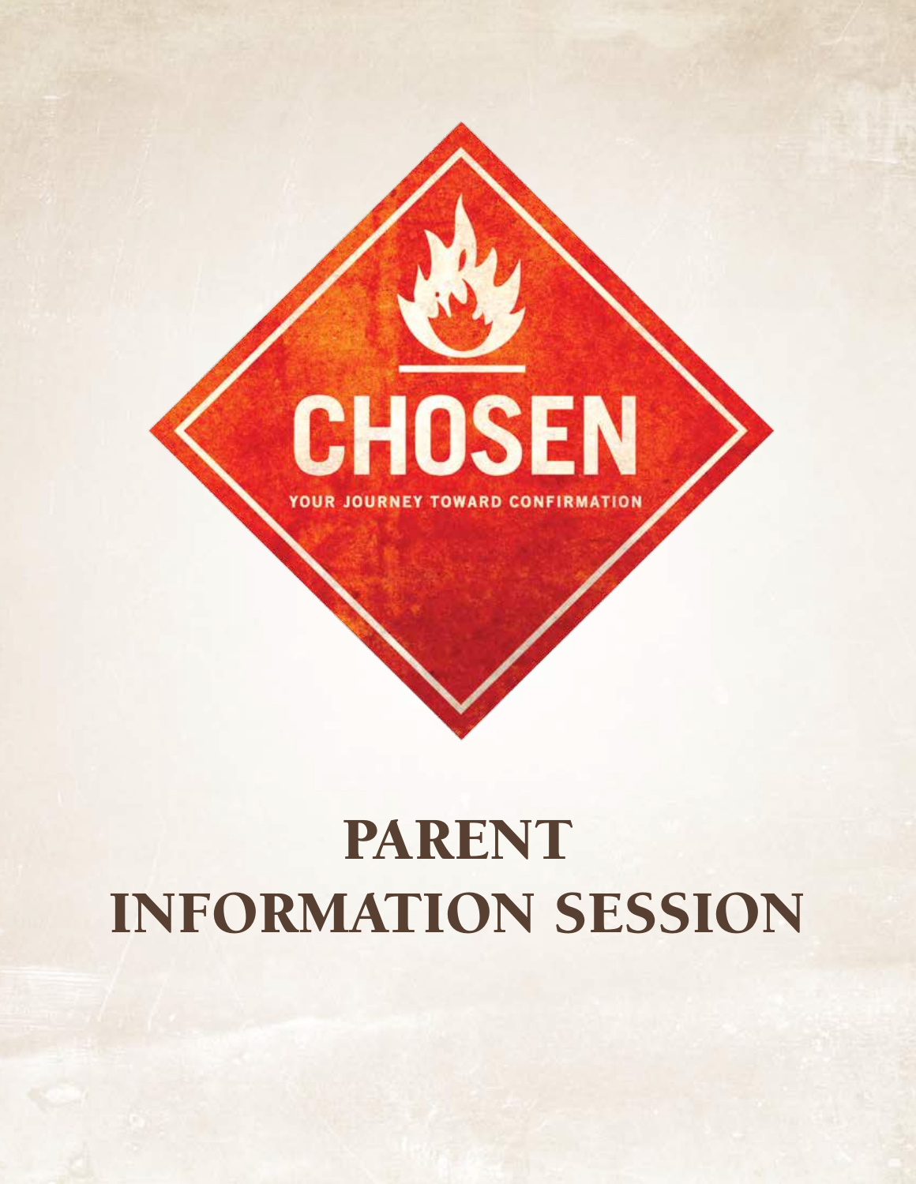# CHOSEN

YOUR JOURNEY TOWARD CONFIRMATION

# PARENT INFORMATION SESSION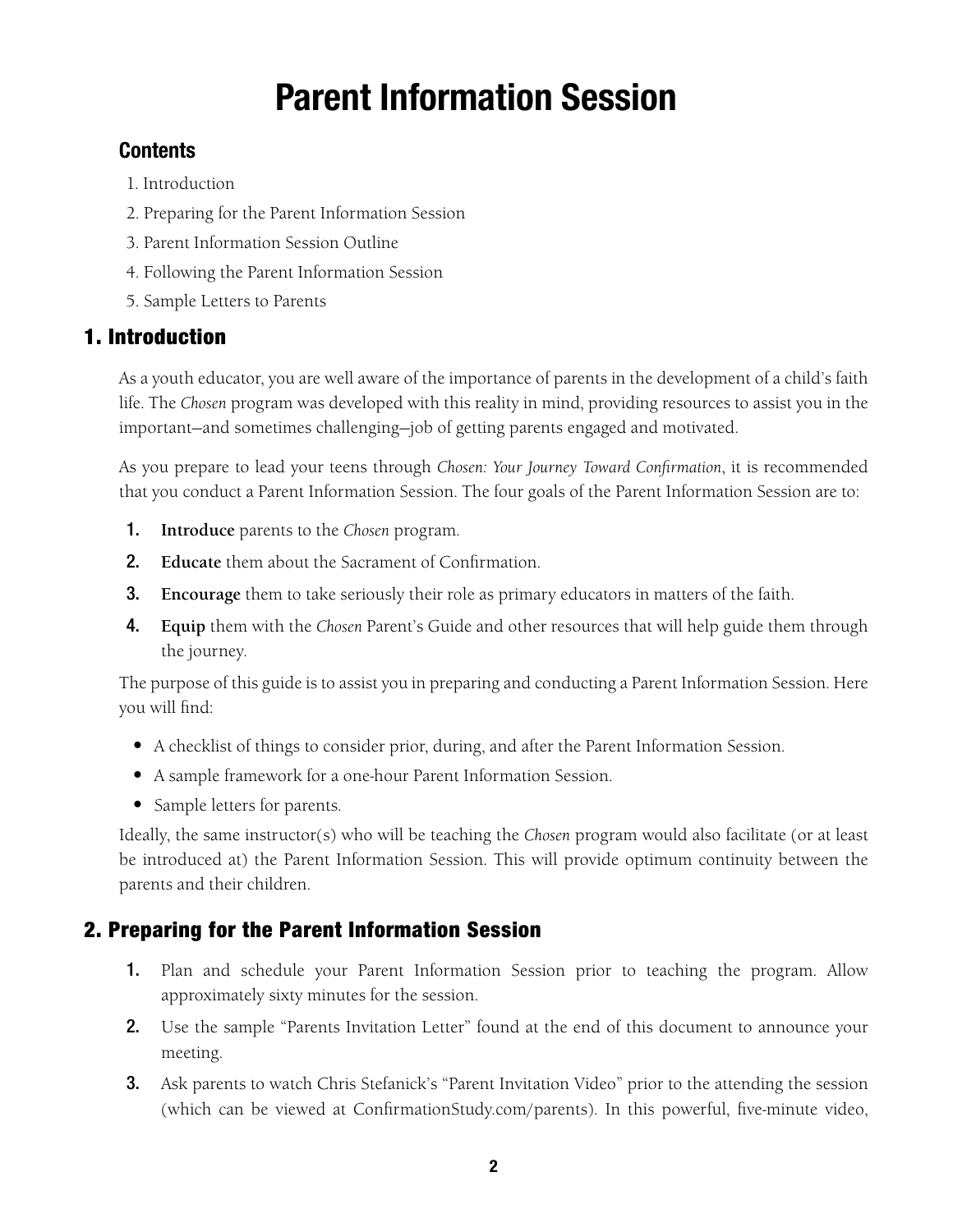# Parent Information Session

## Contents

1. Introduction
2. Preparing for the Parent Information Session
3. Parent Information Session Outline
4. Following the Parent Information Session
5. Sample Letters to Parents

## 1. Introduction

As a youth educator, you are well aware of the importance of parents in the development of a child's faith life. The *Chosen* program was developed with this reality in mind, providing resources to assist you in the important—and sometimes challenging—job of getting parents engaged and motivated.

As you prepare to lead your teens through *Chosen: Your Journey Toward Confirmation*, it is recommended that you conduct a Parent Information Session. The four goals of the Parent Information Session are to:

1. **Introduce** parents to the *Chosen* program.
2. **Educate** them about the Sacrament of Confirmation.
3. **Encourage** them to take seriously their role as primary educators in matters of the faith.
4. **Equip** them with the *Chosen* Parent's Guide and other resources that will help guide them through the journey.

The purpose of this guide is to assist you in preparing and conducting a Parent Information Session. Here you will find:

- A checklist of things to consider prior, during, and after the Parent Information Session.
- A sample framework for a one-hour Parent Information Session.
- Sample letters for parents.

Ideally, the same instructor(s) who will be teaching the *Chosen* program would also facilitate (or at least be introduced at) the Parent Information Session. This will provide optimum continuity between the parents and their children.

## 2. Preparing for the Parent Information Session

1. Plan and schedule your Parent Information Session prior to teaching the program. Allow approximately sixty minutes for the session.
2. Use the sample "Parents Invitation Letter" found at the end of this document to announce your meeting.
3. Ask parents to watch Chris Stefanick's "Parent Invitation Video" prior to the attending the session (which can be viewed at ConfirmationStudy.com/parents). In this powerful, five-minute video,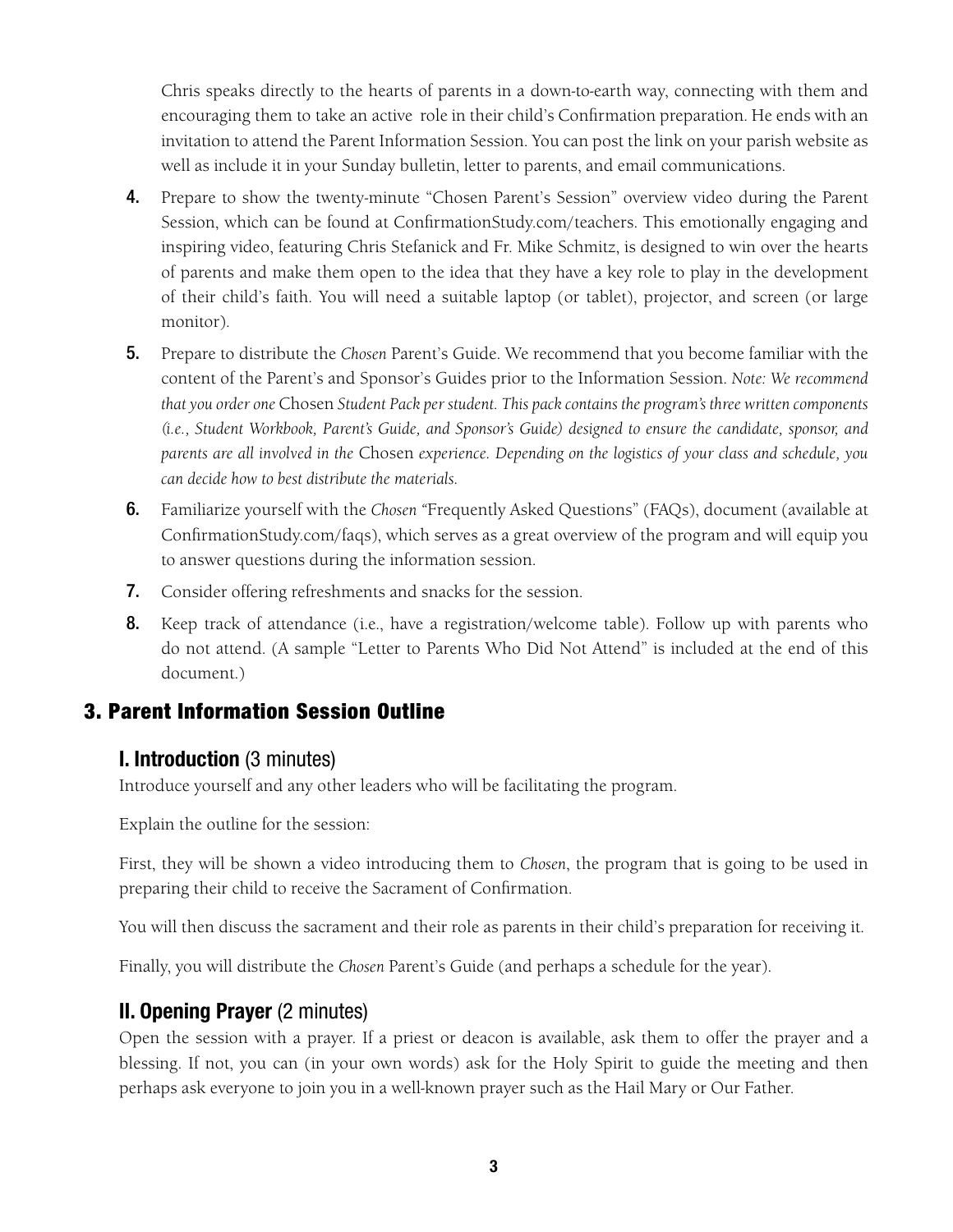Chris speaks directly to the hearts of parents in a down-to-earth way, connecting with them and encouraging them to take an active role in their child's Confirmation preparation. He ends with an invitation to attend the Parent Information Session. You can post the link on your parish website as well as include it in your Sunday bulletin, letter to parents, and email communications.

4. Prepare to show the twenty-minute "Chosen Parent's Session" overview video during the Parent Session, which can be found at ConfirmationStudy.com/teachers. This emotionally engaging and inspiring video, featuring Chris Stefanick and Fr. Mike Schmitz, is designed to win over the hearts of parents and make them open to the idea that they have a key role to play in the development of their child's faith. You will need a suitable laptop (or tablet), projector, and screen (or large monitor).
5. Prepare to distribute the *Chosen* Parent's Guide. We recommend that you become familiar with the content of the Parent's and Sponsor's Guides prior to the Information Session. *Note: We recommend that you order one* Chosen *Student Pack per student. This pack contains the program's three written components (i.e., Student Workbook, Parent's Guide, and Sponsor's Guide) designed to ensure the candidate, sponsor, and parents are all involved in the* Chosen *experience. Depending on the logistics of your class and schedule, you can decide how to best distribute the materials.*
6. Familiarize yourself with the *Chosen* "Frequently Asked Questions" (FAQs), document (available at ConfirmationStudy.com/faqs), which serves as a great overview of the program and will equip you to answer questions during the information session.
7. Consider offering refreshments and snacks for the session.
8. Keep track of attendance (i.e., have a registration/welcome table). Follow up with parents who do not attend. (A sample "Letter to Parents Who Did Not Attend" is included at the end of this document.)

## 3. Parent Information Session Outline

### I. Introduction (3 minutes)

Introduce yourself and any other leaders who will be facilitating the program.

Explain the outline for the session:

First, they will be shown a video introducing them to *Chosen*, the program that is going to be used in preparing their child to receive the Sacrament of Confirmation.

You will then discuss the sacrament and their role as parents in their child's preparation for receiving it.

Finally, you will distribute the *Chosen* Parent's Guide (and perhaps a schedule for the year).

### II. Opening Prayer (2 minutes)

Open the session with a prayer. If a priest or deacon is available, ask them to offer the prayer and a blessing. If not, you can (in your own words) ask for the Holy Spirit to guide the meeting and then perhaps ask everyone to join you in a well-known prayer such as the Hail Mary or Our Father.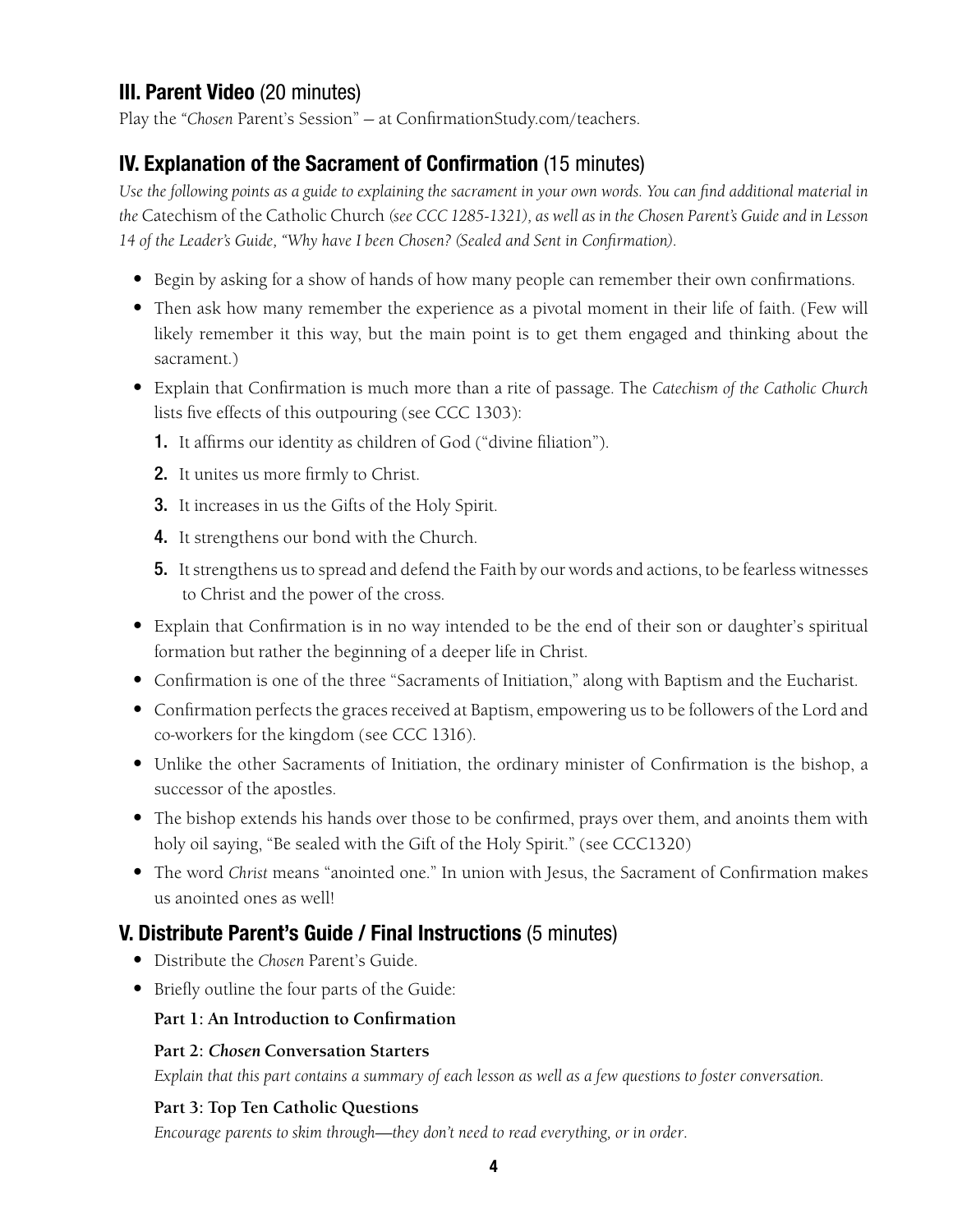## III. Parent Video (20 minutes)

Play the "*Chosen* Parent's Session" – at ConfirmationStudy.com/teachers.

## IV. Explanation of the Sacrament of Confirmation (15 minutes)

*Use the following points as a guide to explaining the sacrament in your own words. You can find additional material in the* Catechism of the Catholic Church *(see CCC 1285-1321), as well as in the Chosen Parent's Guide and in Lesson 14 of the Leader's Guide, "Why have I been Chosen? (Sealed and Sent in Confirmation).*

- Begin by asking for a show of hands of how many people can remember their own confirmations.
- Then ask how many remember the experience as a pivotal moment in their life of faith. (Few will likely remember it this way, but the main point is to get them engaged and thinking about the sacrament.)
- Explain that Confirmation is much more than a rite of passage. The *Catechism of the Catholic Church* lists five effects of this outpouring (see CCC 1303):
  1. It affirms our identity as children of God ("divine filiation").
  2. It unites us more firmly to Christ.
  3. It increases in us the Gifts of the Holy Spirit.
  4. It strengthens our bond with the Church.
  5. It strengthens us to spread and defend the Faith by our words and actions, to be fearless witnesses to Christ and the power of the cross.
- Explain that Confirmation is in no way intended to be the end of their son or daughter's spiritual formation but rather the beginning of a deeper life in Christ.
- Confirmation is one of the three "Sacraments of Initiation," along with Baptism and the Eucharist.
- Confirmation perfects the graces received at Baptism, empowering us to be followers of the Lord and co-workers for the kingdom (see CCC 1316).
- Unlike the other Sacraments of Initiation, the ordinary minister of Confirmation is the bishop, a successor of the apostles.
- The bishop extends his hands over those to be confirmed, prays over them, and anoints them with holy oil saying, "Be sealed with the Gift of the Holy Spirit." (see CCC1320)
- The word *Christ* means "anointed one." In union with Jesus, the Sacrament of Confirmation makes us anointed ones as well!

## V. Distribute Parent's Guide / Final Instructions (5 minutes)

- Distribute the *Chosen* Parent's Guide.
- Briefly outline the four parts of the Guide:

  **Part 1: An Introduction to Confirmation**

  **Part 2: *Chosen* Conversation Starters**

  *Explain that this part contains a summary of each lesson as well as a few questions to foster conversation.*

  **Part 3: Top Ten Catholic Questions**

  *Encourage parents to skim through—they don't need to read everything, or in order.*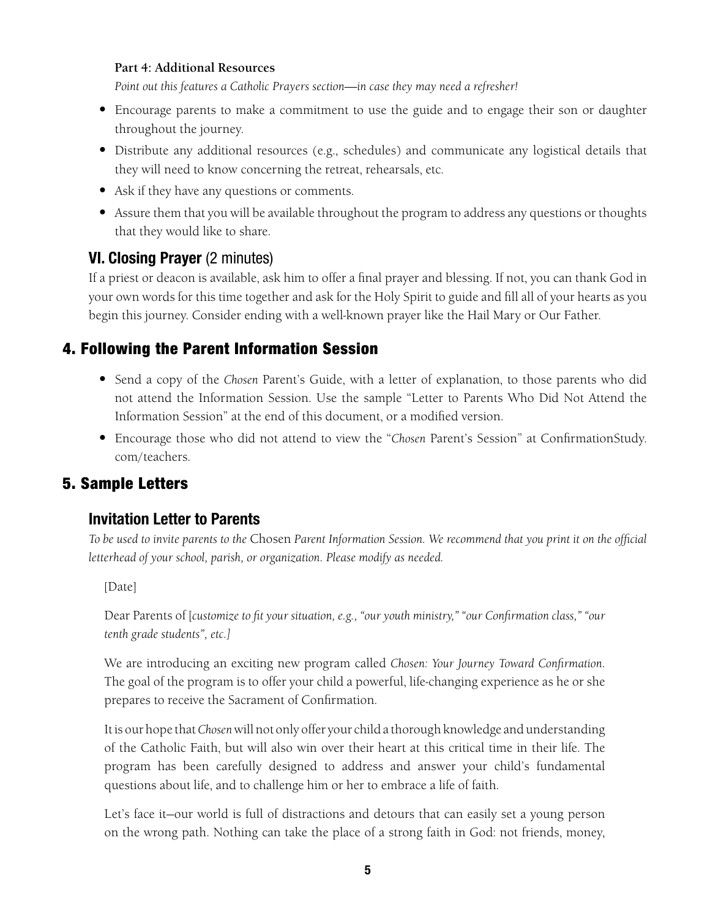**Part 4: Additional Resources**

*Point out this features a Catholic Prayers section—in case they may need a refresher!*

- Encourage parents to make a commitment to use the guide and to engage their son or daughter throughout the journey.
- Distribute any additional resources (e.g., schedules) and communicate any logistical details that they will need to know concerning the retreat, rehearsals, etc.
- Ask if they have any questions or comments.
- Assure them that you will be available throughout the program to address any questions or thoughts that they would like to share.

### VI. Closing Prayer (2 minutes)

If a priest or deacon is available, ask him to offer a final prayer and blessing. If not, you can thank God in your own words for this time together and ask for the Holy Spirit to guide and fill all of your hearts as you begin this journey. Consider ending with a well-known prayer like the Hail Mary or Our Father.

## 4. Following the Parent Information Session

- Send a copy of the *Chosen* Parent's Guide, with a letter of explanation, to those parents who did not attend the Information Session. Use the sample "Letter to Parents Who Did Not Attend the Information Session" at the end of this document, or a modified version.
- Encourage those who did not attend to view the "*Chosen* Parent's Session" at ConfirmationStudy.com/teachers.

## 5. Sample Letters

### Invitation Letter to Parents

*To be used to invite parents to the* Chosen *Parent Information Session. We recommend that you print it on the official letterhead of your school, parish, or organization. Please modify as needed.*

[Date]

Dear Parents of [*customize to fit your situation, e.g., "our youth ministry," "our Confirmation class," "our tenth grade students", etc.]*

We are introducing an exciting new program called *Chosen: Your Journey Toward Confirmation*. The goal of the program is to offer your child a powerful, life-changing experience as he or she prepares to receive the Sacrament of Confirmation.

It is our hope that *Chosen* will not only offer your child a thorough knowledge and understanding of the Catholic Faith, but will also win over their heart at this critical time in their life. The program has been carefully designed to address and answer your child's fundamental questions about life, and to challenge him or her to embrace a life of faith.

Let's face it–our world is full of distractions and detours that can easily set a young person on the wrong path. Nothing can take the place of a strong faith in God: not friends, money,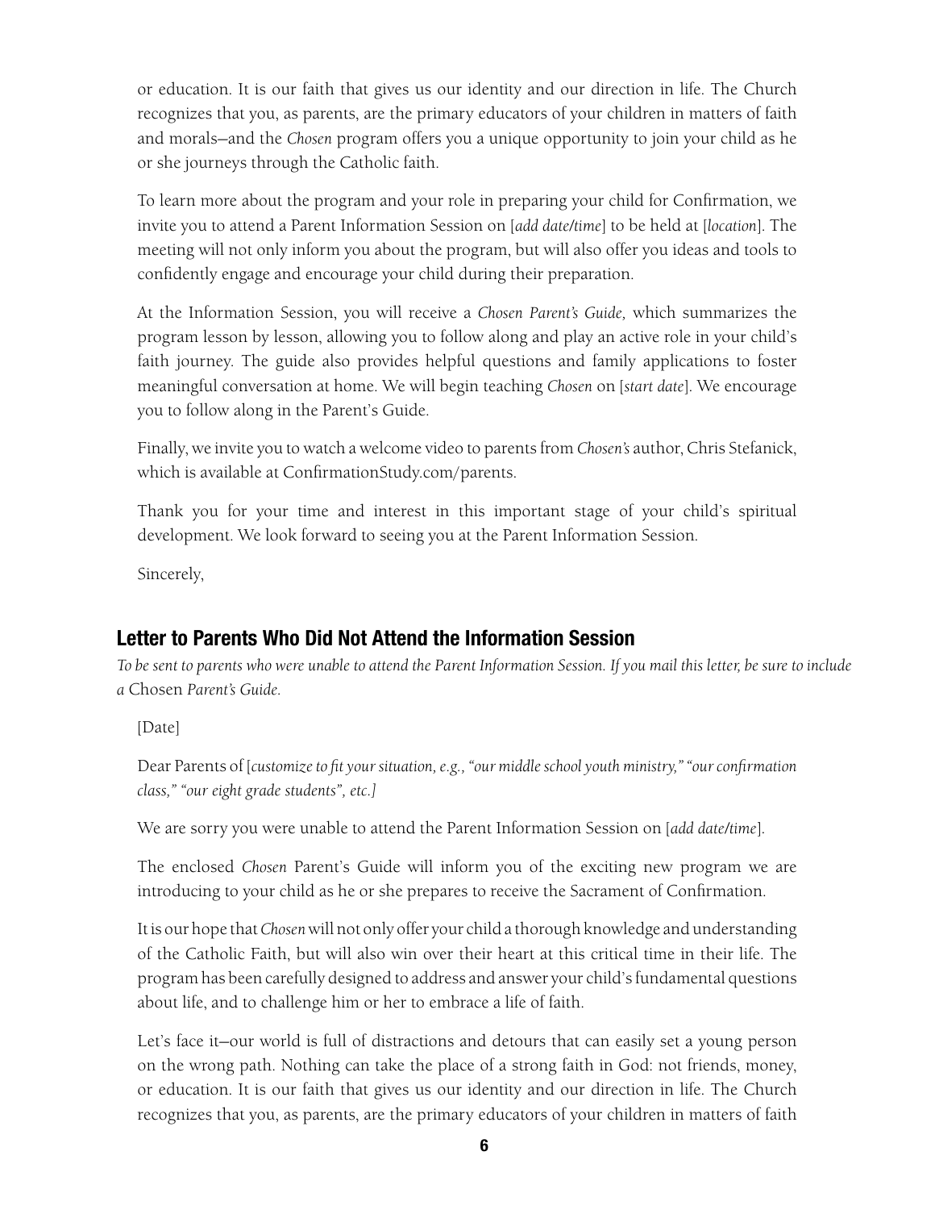or education. It is our faith that gives us our identity and our direction in life. The Church recognizes that you, as parents, are the primary educators of your children in matters of faith and morals—and the *Chosen* program offers you a unique opportunity to join your child as he or she journeys through the Catholic faith.

To learn more about the program and your role in preparing your child for Confirmation, we invite you to attend a Parent Information Session on [*add date/time*] to be held at [*location*]. The meeting will not only inform you about the program, but will also offer you ideas and tools to confidently engage and encourage your child during their preparation.

At the Information Session, you will receive a *Chosen Parent's Guide,* which summarizes the program lesson by lesson, allowing you to follow along and play an active role in your child's faith journey. The guide also provides helpful questions and family applications to foster meaningful conversation at home. We will begin teaching *Chosen* on [*start date*]. We encourage you to follow along in the Parent's Guide.

Finally, we invite you to watch a welcome video to parents from *Chosen's* author, Chris Stefanick, which is available at ConfirmationStudy.com/parents.

Thank you for your time and interest in this important stage of your child's spiritual development. We look forward to seeing you at the Parent Information Session.

Sincerely,

## Letter to Parents Who Did Not Attend the Information Session

*To be sent to parents who were unable to attend the Parent Information Session. If you mail this letter, be sure to include a* Chosen *Parent's Guide.*

[Date]

Dear Parents of [*customize to fit your situation, e.g., "our middle school youth ministry," "our confirmation class," "our eight grade students", etc.]*

We are sorry you were unable to attend the Parent Information Session on [*add date/time*].

The enclosed *Chosen* Parent's Guide will inform you of the exciting new program we are introducing to your child as he or she prepares to receive the Sacrament of Confirmation.

It is our hope that *Chosen* will not only offer your child a thorough knowledge and understanding of the Catholic Faith, but will also win over their heart at this critical time in their life. The program has been carefully designed to address and answer your child's fundamental questions about life, and to challenge him or her to embrace a life of faith.

Let's face it—our world is full of distractions and detours that can easily set a young person on the wrong path. Nothing can take the place of a strong faith in God: not friends, money, or education. It is our faith that gives us our identity and our direction in life. The Church recognizes that you, as parents, are the primary educators of your children in matters of faith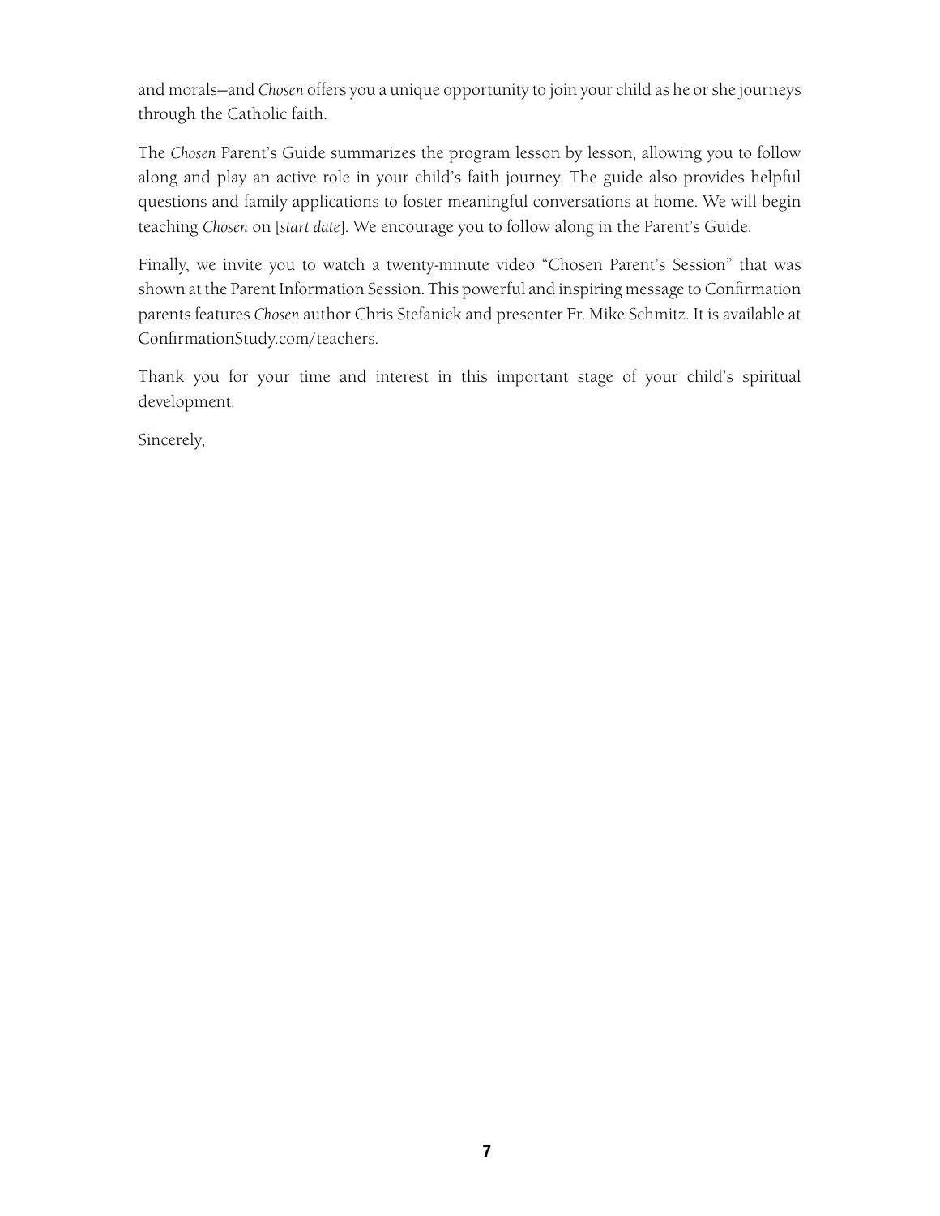and morals—and *Chosen* offers you a unique opportunity to join your child as he or she journeys through the Catholic faith.

The *Chosen* Parent's Guide summarizes the program lesson by lesson, allowing you to follow along and play an active role in your child's faith journey. The guide also provides helpful questions and family applications to foster meaningful conversations at home. We will begin teaching *Chosen* on [*start date*]. We encourage you to follow along in the Parent's Guide.

Finally, we invite you to watch a twenty-minute video "Chosen Parent's Session" that was shown at the Parent Information Session. This powerful and inspiring message to Confirmation parents features *Chosen* author Chris Stefanick and presenter Fr. Mike Schmitz. It is available at ConfirmationStudy.com/teachers.

Thank you for your time and interest in this important stage of your child's spiritual development.

Sincerely,